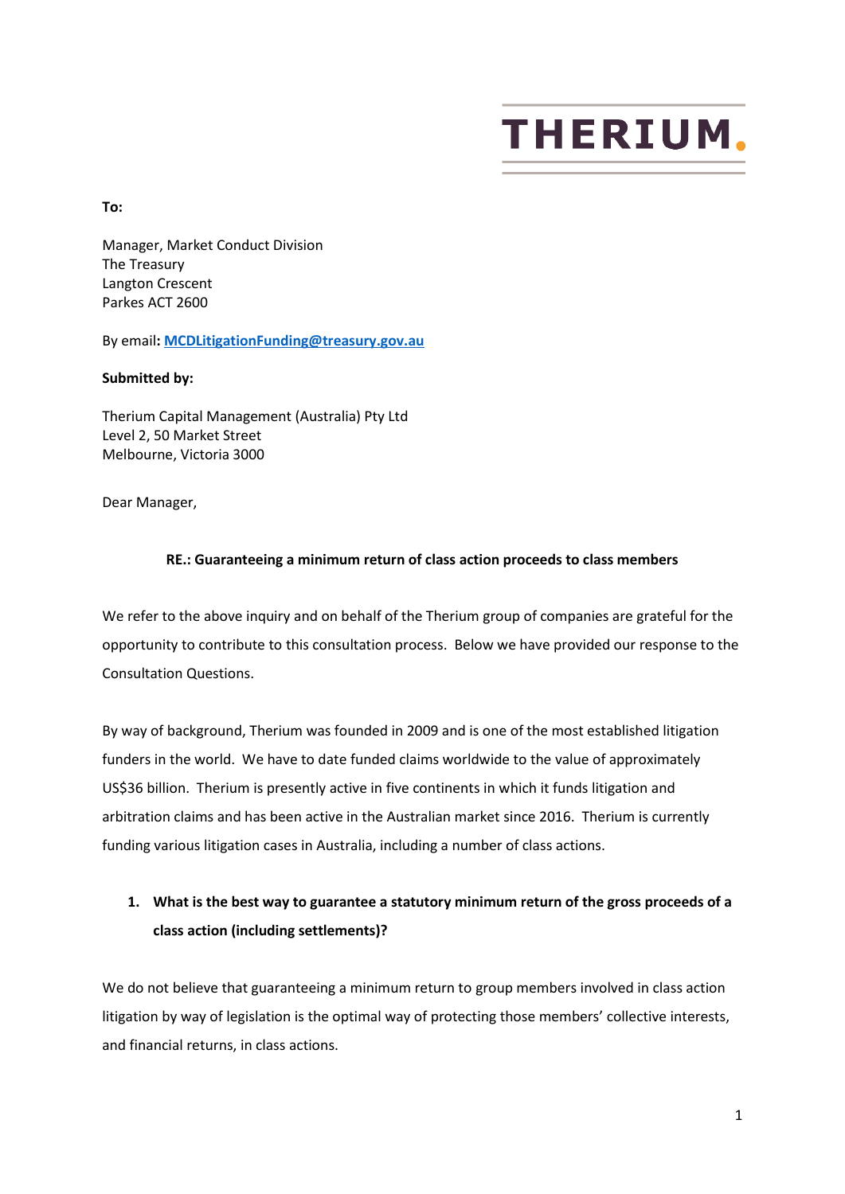# THERIUM.

**To:**

Manager, Market Conduct Division
The Treasury
Langton Crescent
Parkes ACT 2600

By email**:** **MCDLitigationFunding@treasury.gov.au**

**Submitted by:**

Therium Capital Management (Australia) Pty Ltd
Level 2, 50 Market Street
Melbourne, Victoria 3000

Dear Manager,

**RE.: Guaranteeing a minimum return of class action proceeds to class members**

We refer to the above inquiry and on behalf of the Therium group of companies are grateful for the opportunity to contribute to this consultation process. Below we have provided our response to the Consultation Questions.

By way of background, Therium was founded in 2009 and is one of the most established litigation funders in the world. We have to date funded claims worldwide to the value of approximately US$36 billion. Therium is presently active in five continents in which it funds litigation and arbitration claims and has been active in the Australian market since 2016. Therium is currently funding various litigation cases in Australia, including a number of class actions.

1. **What is the best way to guarantee a statutory minimum return of the gross proceeds of a class action (including settlements)?**

We do not believe that guaranteeing a minimum return to group members involved in class action litigation by way of legislation is the optimal way of protecting those members' collective interests, and financial returns, in class actions.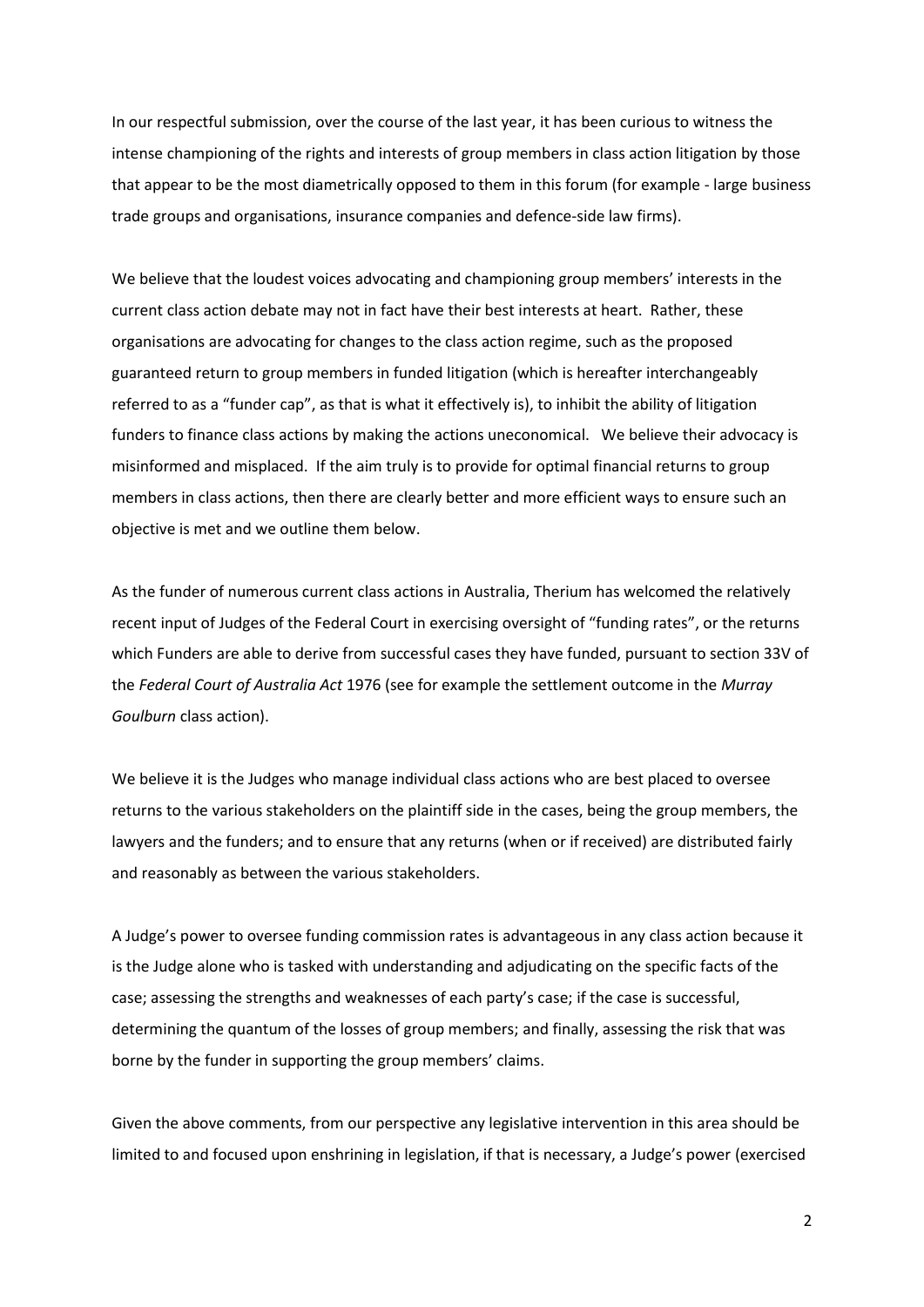In our respectful submission, over the course of the last year, it has been curious to witness the intense championing of the rights and interests of group members in class action litigation by those that appear to be the most diametrically opposed to them in this forum (for example - large business trade groups and organisations, insurance companies and defence-side law firms).

We believe that the loudest voices advocating and championing group members' interests in the current class action debate may not in fact have their best interests at heart. Rather, these organisations are advocating for changes to the class action regime, such as the proposed guaranteed return to group members in funded litigation (which is hereafter interchangeably referred to as a "funder cap", as that is what it effectively is), to inhibit the ability of litigation funders to finance class actions by making the actions uneconomical. We believe their advocacy is misinformed and misplaced. If the aim truly is to provide for optimal financial returns to group members in class actions, then there are clearly better and more efficient ways to ensure such an objective is met and we outline them below.

As the funder of numerous current class actions in Australia, Therium has welcomed the relatively recent input of Judges of the Federal Court in exercising oversight of "funding rates", or the returns which Funders are able to derive from successful cases they have funded, pursuant to section 33V of the *Federal Court of Australia Act* 1976 (see for example the settlement outcome in the *Murray Goulburn* class action).

We believe it is the Judges who manage individual class actions who are best placed to oversee returns to the various stakeholders on the plaintiff side in the cases, being the group members, the lawyers and the funders; and to ensure that any returns (when or if received) are distributed fairly and reasonably as between the various stakeholders.

A Judge's power to oversee funding commission rates is advantageous in any class action because it is the Judge alone who is tasked with understanding and adjudicating on the specific facts of the case; assessing the strengths and weaknesses of each party's case; if the case is successful, determining the quantum of the losses of group members; and finally, assessing the risk that was borne by the funder in supporting the group members' claims.

Given the above comments, from our perspective any legislative intervention in this area should be limited to and focused upon enshrining in legislation, if that is necessary, a Judge's power (exercised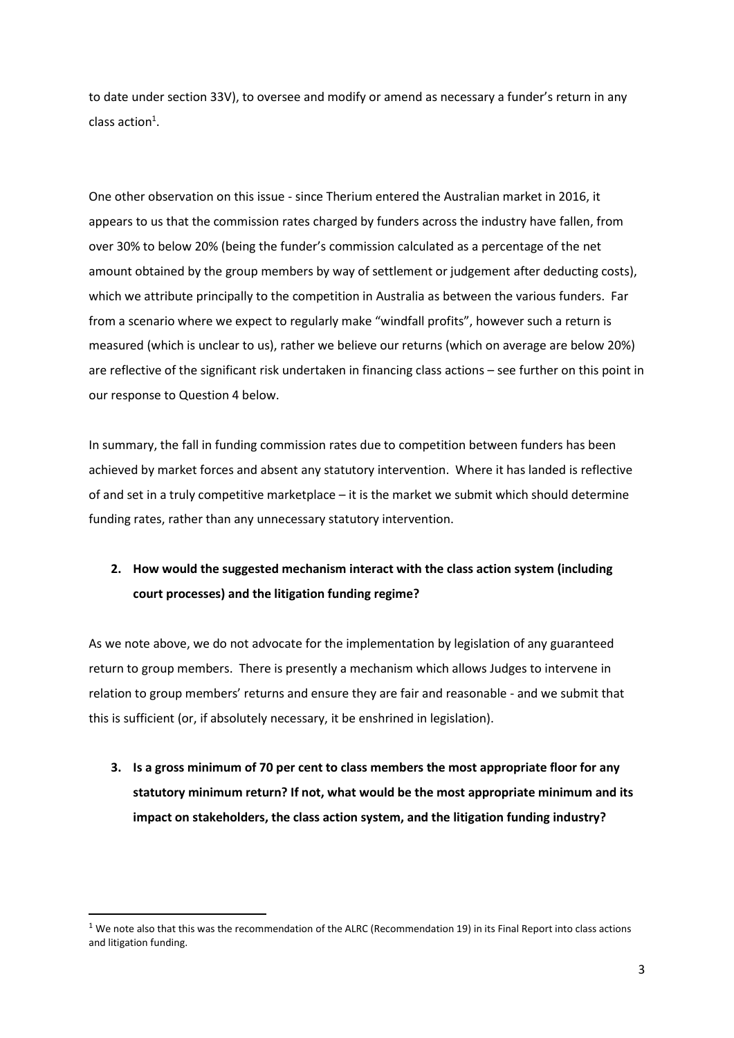to date under section 33V), to oversee and modify or amend as necessary a funder's return in any class action[1].

One other observation on this issue - since Therium entered the Australian market in 2016, it appears to us that the commission rates charged by funders across the industry have fallen, from over 30% to below 20% (being the funder's commission calculated as a percentage of the net amount obtained by the group members by way of settlement or judgement after deducting costs), which we attribute principally to the competition in Australia as between the various funders. Far from a scenario where we expect to regularly make "windfall profits", however such a return is measured (which is unclear to us), rather we believe our returns (which on average are below 20%) are reflective of the significant risk undertaken in financing class actions – see further on this point in our response to Question 4 below.

In summary, the fall in funding commission rates due to competition between funders has been achieved by market forces and absent any statutory intervention. Where it has landed is reflective of and set in a truly competitive marketplace – it is the market we submit which should determine funding rates, rather than any unnecessary statutory intervention.

2. **How would the suggested mechanism interact with the class action system (including court processes) and the litigation funding regime?**

As we note above, we do not advocate for the implementation by legislation of any guaranteed return to group members. There is presently a mechanism which allows Judges to intervene in relation to group members' returns and ensure they are fair and reasonable - and we submit that this is sufficient (or, if absolutely necessary, it be enshrined in legislation).

3. **Is a gross minimum of 70 per cent to class members the most appropriate floor for any statutory minimum return? If not, what would be the most appropriate minimum and its impact on stakeholders, the class action system, and the litigation funding industry?**

---

[1] We note also that this was the recommendation of the ALRC (Recommendation 19) in its Final Report into class actions and litigation funding.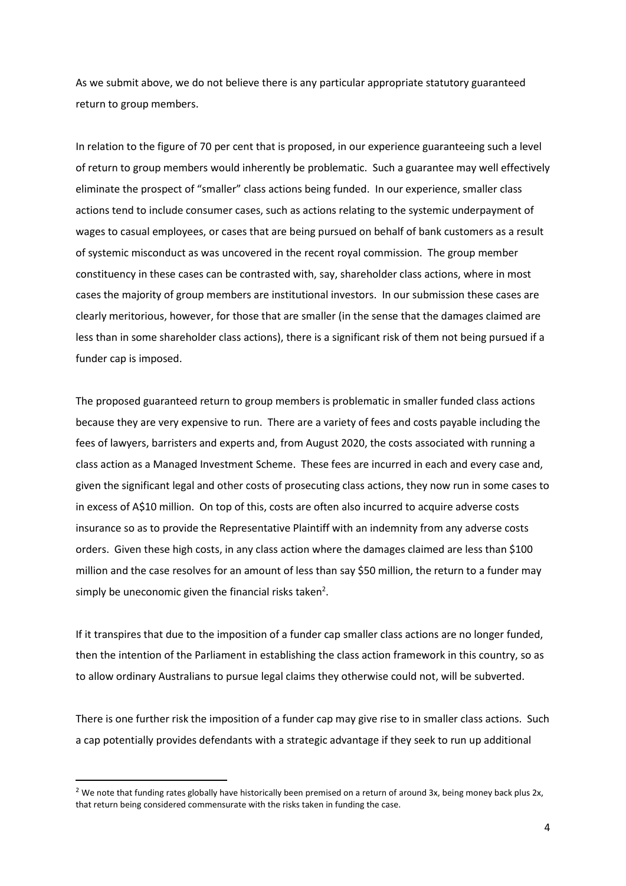As we submit above, we do not believe there is any particular appropriate statutory guaranteed return to group members.

In relation to the figure of 70 per cent that is proposed, in our experience guaranteeing such a level of return to group members would inherently be problematic. Such a guarantee may well effectively eliminate the prospect of "smaller" class actions being funded. In our experience, smaller class actions tend to include consumer cases, such as actions relating to the systemic underpayment of wages to casual employees, or cases that are being pursued on behalf of bank customers as a result of systemic misconduct as was uncovered in the recent royal commission. The group member constituency in these cases can be contrasted with, say, shareholder class actions, where in most cases the majority of group members are institutional investors. In our submission these cases are clearly meritorious, however, for those that are smaller (in the sense that the damages claimed are less than in some shareholder class actions), there is a significant risk of them not being pursued if a funder cap is imposed.

The proposed guaranteed return to group members is problematic in smaller funded class actions because they are very expensive to run. There are a variety of fees and costs payable including the fees of lawyers, barristers and experts and, from August 2020, the costs associated with running a class action as a Managed Investment Scheme. These fees are incurred in each and every case and, given the significant legal and other costs of prosecuting class actions, they now run in some cases to in excess of A$10 million. On top of this, costs are often also incurred to acquire adverse costs insurance so as to provide the Representative Plaintiff with an indemnity from any adverse costs orders. Given these high costs, in any class action where the damages claimed are less than $100 million and the case resolves for an amount of less than say $50 million, the return to a funder may simply be uneconomic given the financial risks taken[2].

If it transpires that due to the imposition of a funder cap smaller class actions are no longer funded, then the intention of the Parliament in establishing the class action framework in this country, so as to allow ordinary Australians to pursue legal claims they otherwise could not, will be subverted.

There is one further risk the imposition of a funder cap may give rise to in smaller class actions. Such a cap potentially provides defendants with a strategic advantage if they seek to run up additional

---

[2] We note that funding rates globally have historically been premised on a return of around 3x, being money back plus 2x, that return being considered commensurate with the risks taken in funding the case.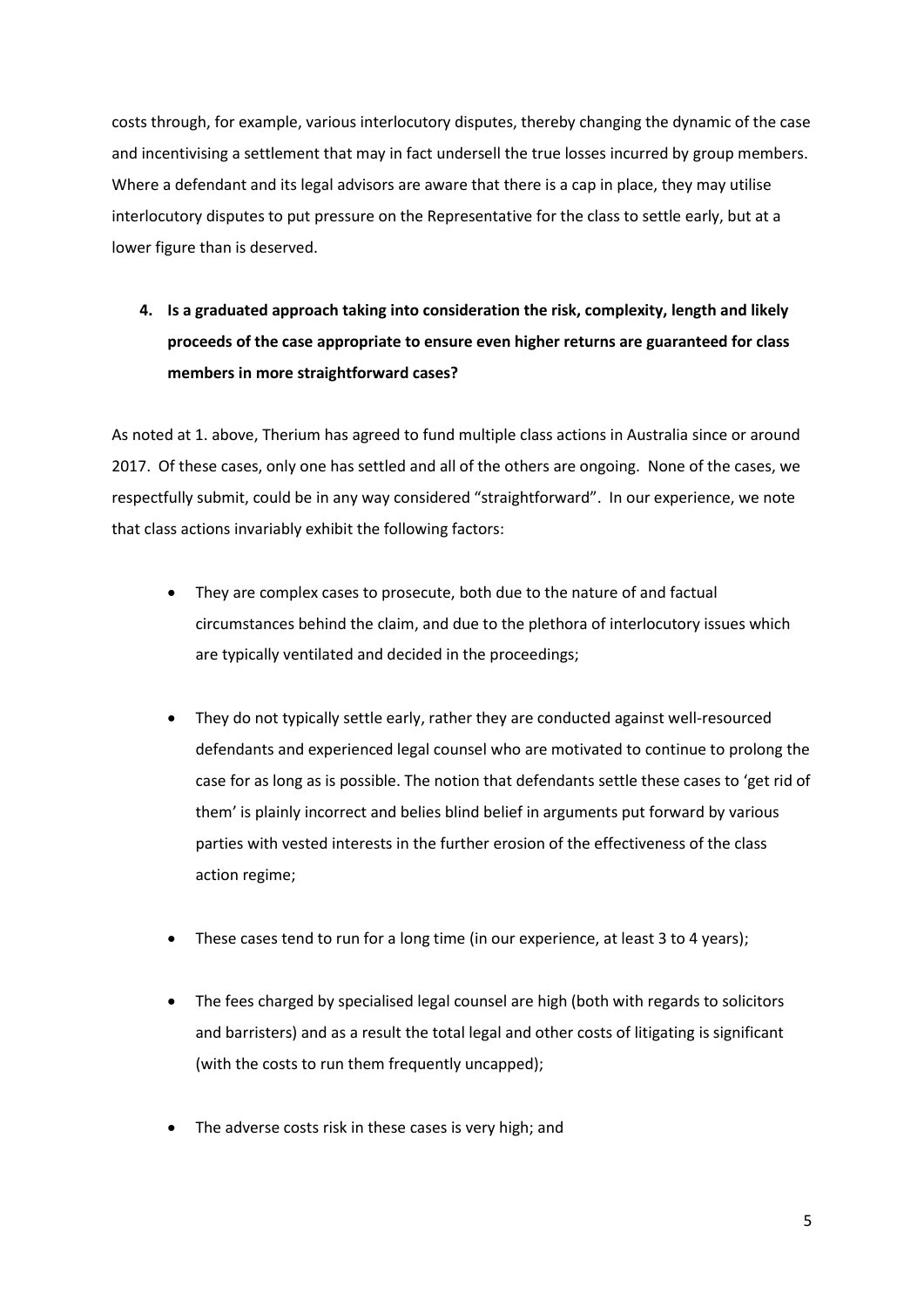costs through, for example, various interlocutory disputes, thereby changing the dynamic of the case and incentivising a settlement that may in fact undersell the true losses incurred by group members. Where a defendant and its legal advisors are aware that there is a cap in place, they may utilise interlocutory disputes to put pressure on the Representative for the class to settle early, but at a lower figure than is deserved.

**4. Is a graduated approach taking into consideration the risk, complexity, length and likely proceeds of the case appropriate to ensure even higher returns are guaranteed for class members in more straightforward cases?**

As noted at 1. above, Therium has agreed to fund multiple class actions in Australia since or around 2017. Of these cases, only one has settled and all of the others are ongoing. None of the cases, we respectfully submit, could be in any way considered "straightforward". In our experience, we note that class actions invariably exhibit the following factors:

- They are complex cases to prosecute, both due to the nature of and factual circumstances behind the claim, and due to the plethora of interlocutory issues which are typically ventilated and decided in the proceedings;

- They do not typically settle early, rather they are conducted against well-resourced defendants and experienced legal counsel who are motivated to continue to prolong the case for as long as is possible. The notion that defendants settle these cases to 'get rid of them' is plainly incorrect and belies blind belief in arguments put forward by various parties with vested interests in the further erosion of the effectiveness of the class action regime;

- These cases tend to run for a long time (in our experience, at least 3 to 4 years);

- The fees charged by specialised legal counsel are high (both with regards to solicitors and barristers) and as a result the total legal and other costs of litigating is significant (with the costs to run them frequently uncapped);

- The adverse costs risk in these cases is very high; and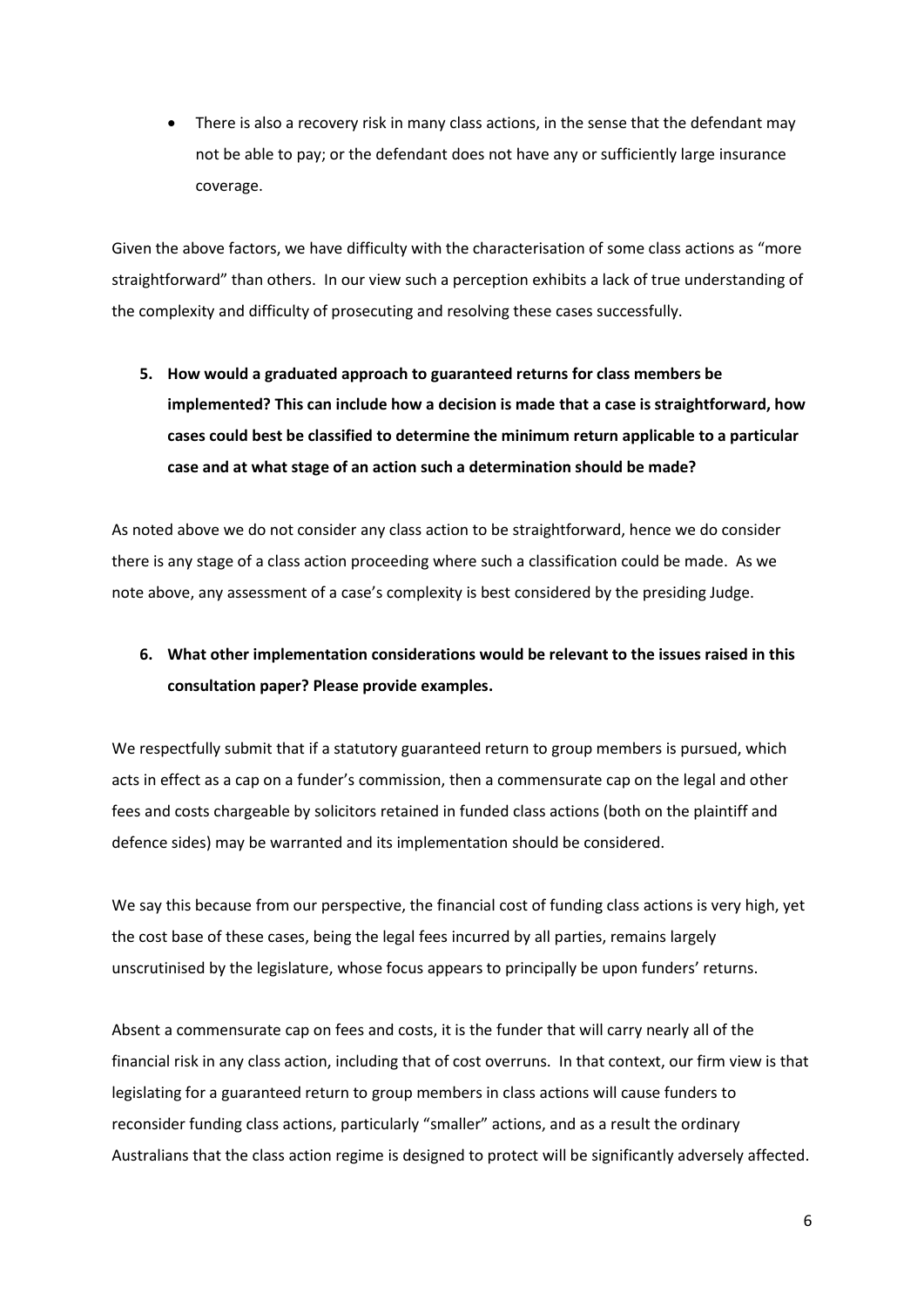- There is also a recovery risk in many class actions, in the sense that the defendant may not be able to pay; or the defendant does not have any or sufficiently large insurance coverage.

Given the above factors, we have difficulty with the characterisation of some class actions as "more straightforward" than others. In our view such a perception exhibits a lack of true understanding of the complexity and difficulty of prosecuting and resolving these cases successfully.

5. **How would a graduated approach to guaranteed returns for class members be implemented? This can include how a decision is made that a case is straightforward, how cases could best be classified to determine the minimum return applicable to a particular case and at what stage of an action such a determination should be made?**

As noted above we do not consider any class action to be straightforward, hence we do consider there is any stage of a class action proceeding where such a classification could be made. As we note above, any assessment of a case's complexity is best considered by the presiding Judge.

6. **What other implementation considerations would be relevant to the issues raised in this consultation paper? Please provide examples.**

We respectfully submit that if a statutory guaranteed return to group members is pursued, which acts in effect as a cap on a funder's commission, then a commensurate cap on the legal and other fees and costs chargeable by solicitors retained in funded class actions (both on the plaintiff and defence sides) may be warranted and its implementation should be considered.

We say this because from our perspective, the financial cost of funding class actions is very high, yet the cost base of these cases, being the legal fees incurred by all parties, remains largely unscrutinised by the legislature, whose focus appears to principally be upon funders' returns.

Absent a commensurate cap on fees and costs, it is the funder that will carry nearly all of the financial risk in any class action, including that of cost overruns. In that context, our firm view is that legislating for a guaranteed return to group members in class actions will cause funders to reconsider funding class actions, particularly "smaller" actions, and as a result the ordinary Australians that the class action regime is designed to protect will be significantly adversely affected.